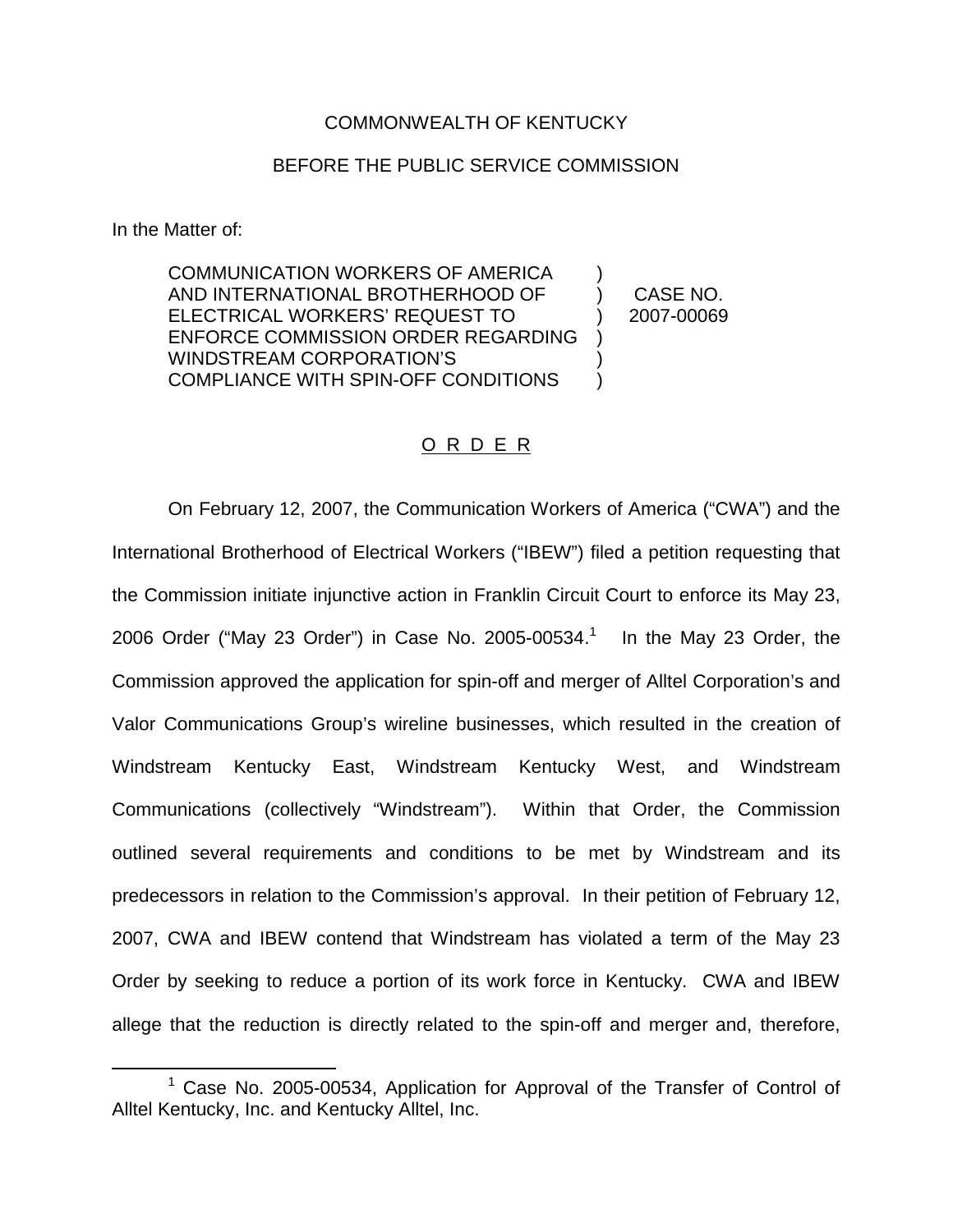COMMONWEALTH OF KENTUCKY

BEFORE THE PUBLIC SERVICE COMMISSION

In the Matter of:

| | | |
|---|---|---|
| COMMUNICATION WORKERS OF AMERICA AND INTERNATIONAL BROTHERHOOD OF ELECTRICAL WORKERS' REQUEST TO ENFORCE COMMISSION ORDER REGARDING WINDSTREAM CORPORATION'S COMPLIANCE WITH SPIN-OFF CONDITIONS | ) | CASE NO. 2007-00069 |

O R D E R

On February 12, 2007, the Communication Workers of America ("CWA") and the International Brotherhood of Electrical Workers ("IBEW") filed a petition requesting that the Commission initiate injunctive action in Franklin Circuit Court to enforce its May 23, 2006 Order ("May 23 Order") in Case No. 2005-00534.[1] In the May 23 Order, the Commission approved the application for spin-off and merger of Alltel Corporation's and Valor Communications Group's wireline businesses, which resulted in the creation of Windstream Kentucky East, Windstream Kentucky West, and Windstream Communications (collectively "Windstream"). Within that Order, the Commission outlined several requirements and conditions to be met by Windstream and its predecessors in relation to the Commission's approval. In their petition of February 12, 2007, CWA and IBEW contend that Windstream has violated a term of the May 23 Order by seeking to reduce a portion of its work force in Kentucky. CWA and IBEW allege that the reduction is directly related to the spin-off and merger and, therefore,

[1] Case No. 2005-00534, Application for Approval of the Transfer of Control of Alltel Kentucky, Inc. and Kentucky Alltel, Inc.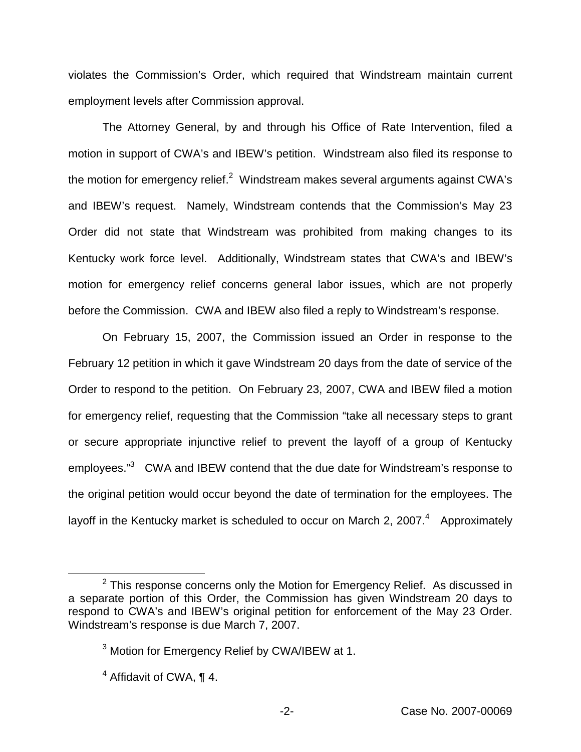violates the Commission's Order, which required that Windstream maintain current employment levels after Commission approval.

The Attorney General, by and through his Office of Rate Intervention, filed a motion in support of CWA's and IBEW's petition. Windstream also filed its response to the motion for emergency relief.[2] Windstream makes several arguments against CWA's and IBEW's request. Namely, Windstream contends that the Commission's May 23 Order did not state that Windstream was prohibited from making changes to its Kentucky work force level. Additionally, Windstream states that CWA's and IBEW's motion for emergency relief concerns general labor issues, which are not properly before the Commission. CWA and IBEW also filed a reply to Windstream's response.

On February 15, 2007, the Commission issued an Order in response to the February 12 petition in which it gave Windstream 20 days from the date of service of the Order to respond to the petition. On February 23, 2007, CWA and IBEW filed a motion for emergency relief, requesting that the Commission "take all necessary steps to grant or secure appropriate injunctive relief to prevent the layoff of a group of Kentucky employees."[3] CWA and IBEW contend that the due date for Windstream's response to the original petition would occur beyond the date of termination for the employees. The layoff in the Kentucky market is scheduled to occur on March 2, 2007.[4] Approximately

---

[2] This response concerns only the Motion for Emergency Relief. As discussed in a separate portion of this Order, the Commission has given Windstream 20 days to respond to CWA's and IBEW's original petition for enforcement of the May 23 Order. Windstream's response is due March 7, 2007.

[3] Motion for Emergency Relief by CWA/IBEW at 1.

[4] Affidavit of CWA, ¶ 4.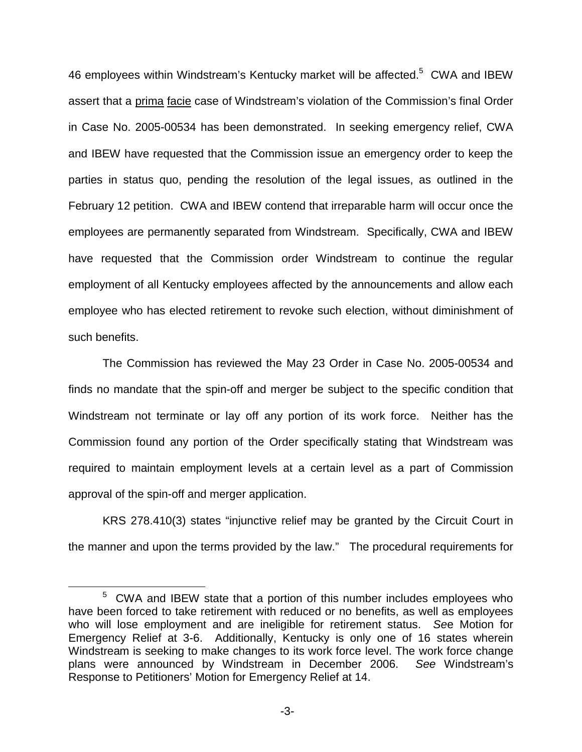46 employees within Windstream's Kentucky market will be affected.[5] CWA and IBEW assert that a prima facie case of Windstream's violation of the Commission's final Order in Case No. 2005-00534 has been demonstrated. In seeking emergency relief, CWA and IBEW have requested that the Commission issue an emergency order to keep the parties in status quo, pending the resolution of the legal issues, as outlined in the February 12 petition. CWA and IBEW contend that irreparable harm will occur once the employees are permanently separated from Windstream. Specifically, CWA and IBEW have requested that the Commission order Windstream to continue the regular employment of all Kentucky employees affected by the announcements and allow each employee who has elected retirement to revoke such election, without diminishment of such benefits.

The Commission has reviewed the May 23 Order in Case No. 2005-00534 and finds no mandate that the spin-off and merger be subject to the specific condition that Windstream not terminate or lay off any portion of its work force. Neither has the Commission found any portion of the Order specifically stating that Windstream was required to maintain employment levels at a certain level as a part of Commission approval of the spin-off and merger application.

KRS 278.410(3) states "injunctive relief may be granted by the Circuit Court in the manner and upon the terms provided by the law." The procedural requirements for

[5] CWA and IBEW state that a portion of this number includes employees who have been forced to take retirement with reduced or no benefits, as well as employees who will lose employment and are ineligible for retirement status. *See* Motion for Emergency Relief at 3-6. Additionally, Kentucky is only one of 16 states wherein Windstream is seeking to make changes to its work force level. The work force change plans were announced by Windstream in December 2006. *See* Windstream's Response to Petitioners' Motion for Emergency Relief at 14.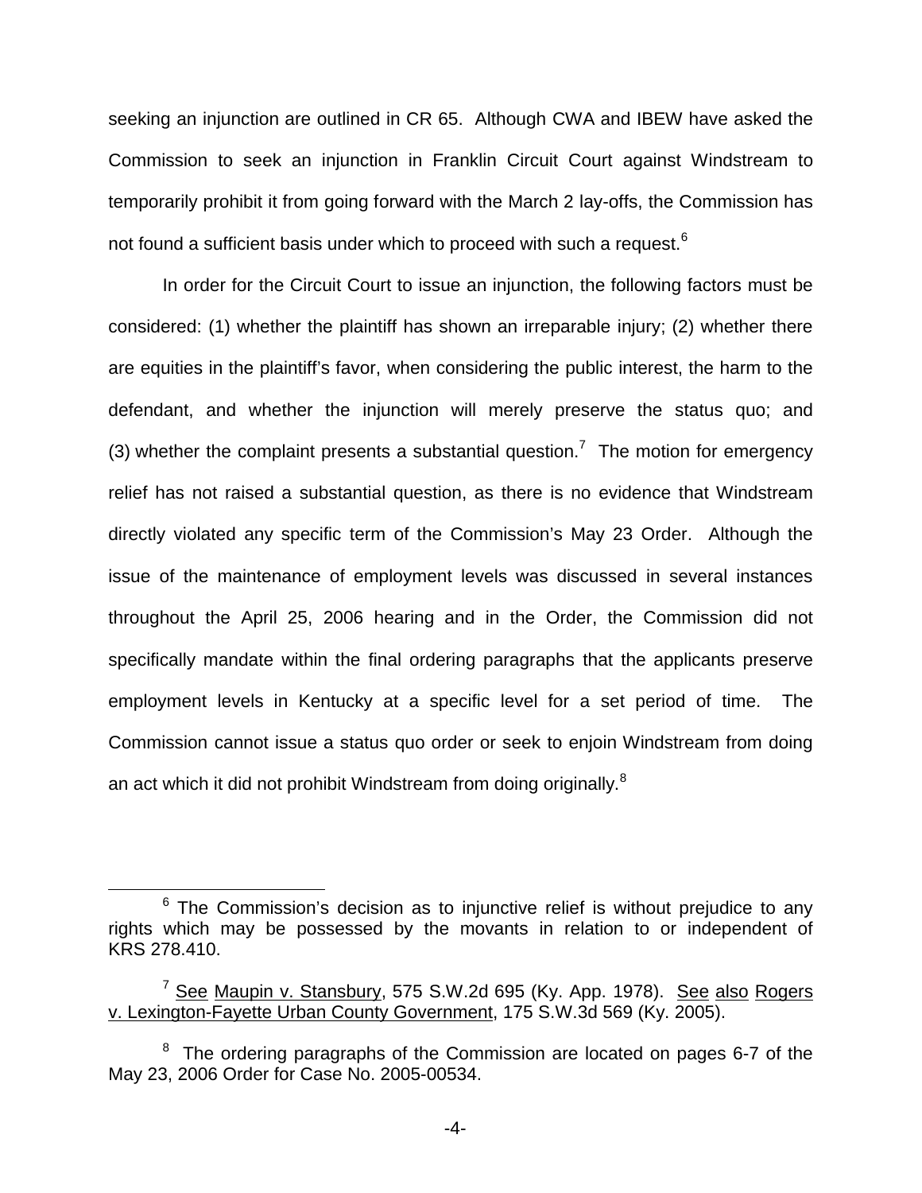seeking an injunction are outlined in CR 65. Although CWA and IBEW have asked the Commission to seek an injunction in Franklin Circuit Court against Windstream to temporarily prohibit it from going forward with the March 2 lay-offs, the Commission has not found a sufficient basis under which to proceed with such a request.[6]

In order for the Circuit Court to issue an injunction, the following factors must be considered: (1) whether the plaintiff has shown an irreparable injury; (2) whether there are equities in the plaintiff's favor, when considering the public interest, the harm to the defendant, and whether the injunction will merely preserve the status quo; and (3) whether the complaint presents a substantial question.[7] The motion for emergency relief has not raised a substantial question, as there is no evidence that Windstream directly violated any specific term of the Commission's May 23 Order. Although the issue of the maintenance of employment levels was discussed in several instances throughout the April 25, 2006 hearing and in the Order, the Commission did not specifically mandate within the final ordering paragraphs that the applicants preserve employment levels in Kentucky at a specific level for a set period of time. The Commission cannot issue a status quo order or seek to enjoin Windstream from doing an act which it did not prohibit Windstream from doing originally.[8]

---

[6] The Commission's decision as to injunctive relief is without prejudice to any rights which may be possessed by the movants in relation to or independent of KRS 278.410.

[7] See Maupin v. Stansbury, 575 S.W.2d 695 (Ky. App. 1978). See also Rogers v. Lexington-Fayette Urban County Government, 175 S.W.3d 569 (Ky. 2005).

[8] The ordering paragraphs of the Commission are located on pages 6-7 of the May 23, 2006 Order for Case No. 2005-00534.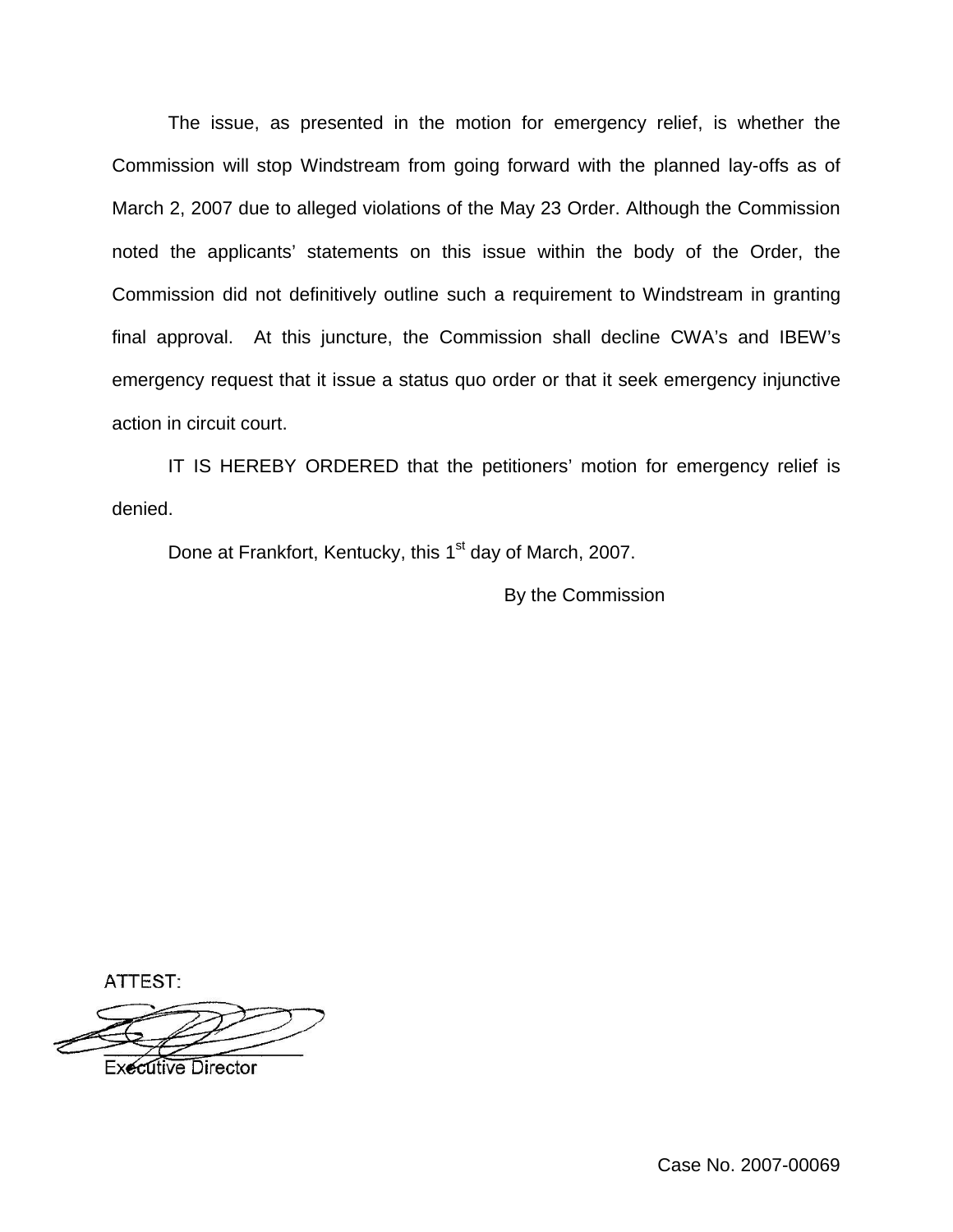The issue, as presented in the motion for emergency relief, is whether the Commission will stop Windstream from going forward with the planned lay-offs as of March 2, 2007 due to alleged violations of the May 23 Order. Although the Commission noted the applicants' statements on this issue within the body of the Order, the Commission did not definitively outline such a requirement to Windstream in granting final approval. At this juncture, the Commission shall decline CWA's and IBEW's emergency request that it issue a status quo order or that it seek emergency injunctive action in circuit court.

IT IS HEREBY ORDERED that the petitioners' motion for emergency relief is denied.

Done at Frankfort, Kentucky, this 1st day of March, 2007.

By the Commission

ATTEST:

Executive Director

Case No. 2007-00069